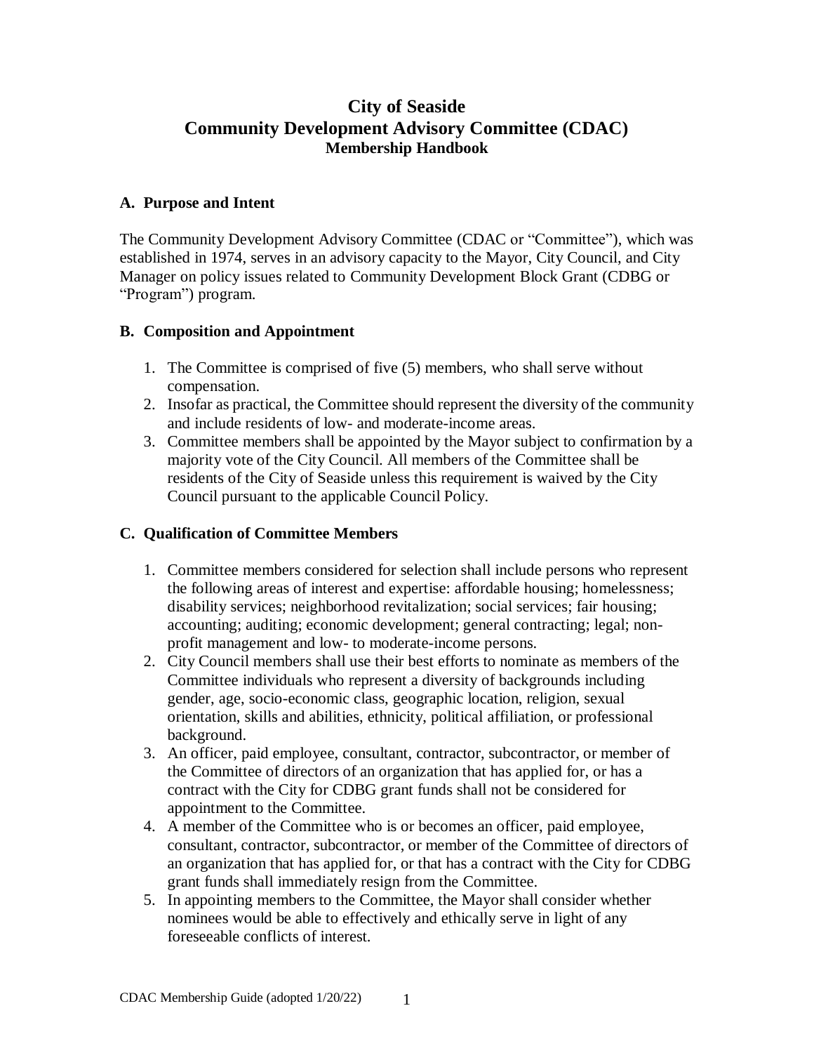# City of Seaside
# Community Development Advisory Committee (CDAC)
### Membership Handbook

## A. Purpose and Intent

The Community Development Advisory Committee (CDAC or "Committee"), which was established in 1974, serves in an advisory capacity to the Mayor, City Council, and City Manager on policy issues related to Community Development Block Grant (CDBG or "Program") program.

## B. Composition and Appointment

1. The Committee is comprised of five (5) members, who shall serve without compensation.
2. Insofar as practical, the Committee should represent the diversity of the community and include residents of low- and moderate-income areas.
3. Committee members shall be appointed by the Mayor subject to confirmation by a majority vote of the City Council. All members of the Committee shall be residents of the City of Seaside unless this requirement is waived by the City Council pursuant to the applicable Council Policy.

## C. Qualification of Committee Members

1. Committee members considered for selection shall include persons who represent the following areas of interest and expertise: affordable housing; homelessness; disability services; neighborhood revitalization; social services; fair housing; accounting; auditing; economic development; general contracting; legal; non-profit management and low- to moderate-income persons.
2. City Council members shall use their best efforts to nominate as members of the Committee individuals who represent a diversity of backgrounds including gender, age, socio-economic class, geographic location, religion, sexual orientation, skills and abilities, ethnicity, political affiliation, or professional background.
3. An officer, paid employee, consultant, contractor, subcontractor, or member of the Committee of directors of an organization that has applied for, or has a contract with the City for CDBG grant funds shall not be considered for appointment to the Committee.
4. A member of the Committee who is or becomes an officer, paid employee, consultant, contractor, subcontractor, or member of the Committee of directors of an organization that has applied for, or that has a contract with the City for CDBG grant funds shall immediately resign from the Committee.
5. In appointing members to the Committee, the Mayor shall consider whether nominees would be able to effectively and ethically serve in light of any foreseeable conflicts of interest.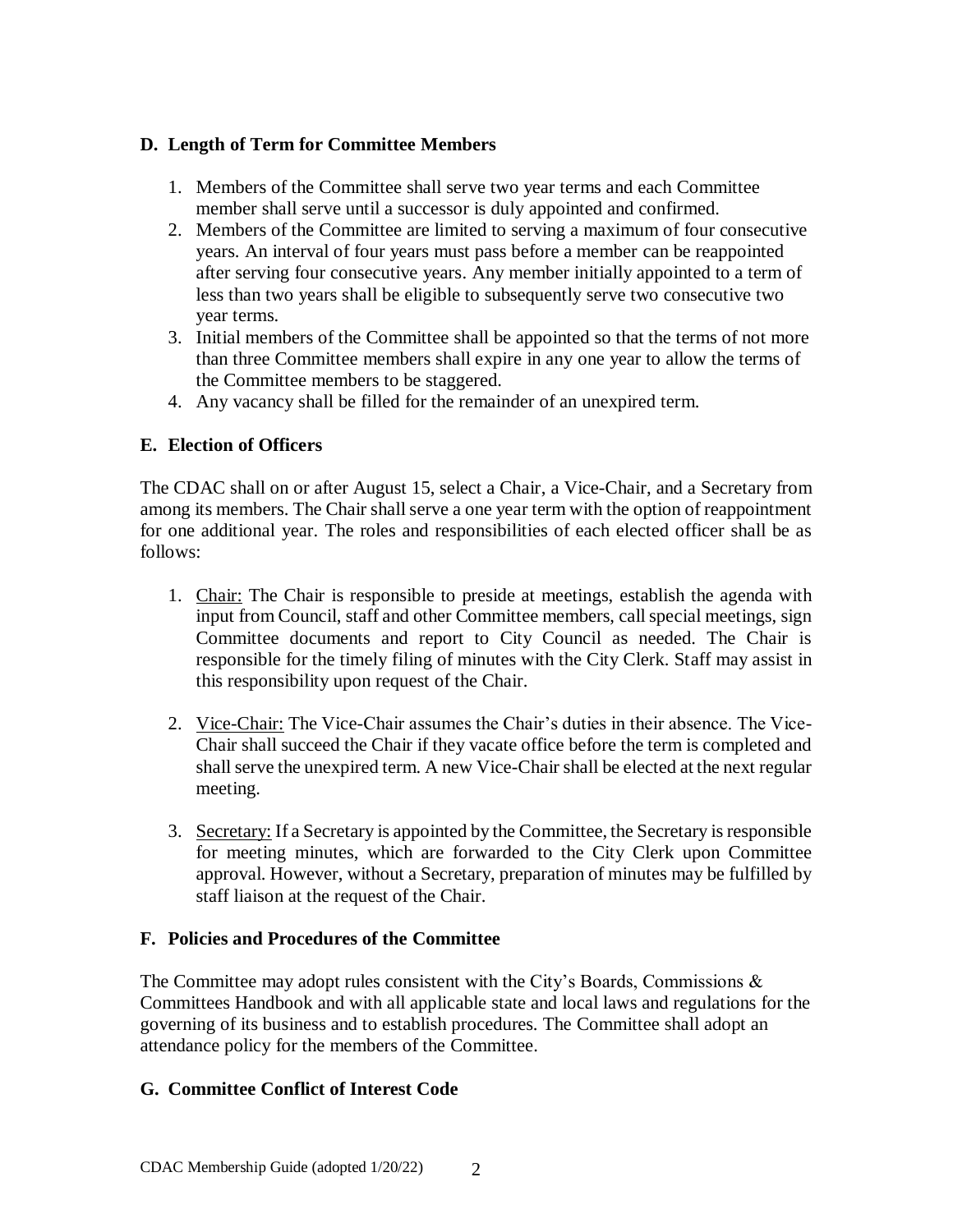## D. Length of Term for Committee Members

1. Members of the Committee shall serve two year terms and each Committee member shall serve until a successor is duly appointed and confirmed.
2. Members of the Committee are limited to serving a maximum of four consecutive years. An interval of four years must pass before a member can be reappointed after serving four consecutive years. Any member initially appointed to a term of less than two years shall be eligible to subsequently serve two consecutive two year terms.
3. Initial members of the Committee shall be appointed so that the terms of not more than three Committee members shall expire in any one year to allow the terms of the Committee members to be staggered.
4. Any vacancy shall be filled for the remainder of an unexpired term.

## E. Election of Officers

The CDAC shall on or after August 15, select a Chair, a Vice-Chair, and a Secretary from among its members. The Chair shall serve a one year term with the option of reappointment for one additional year. The roles and responsibilities of each elected officer shall be as follows:

1. Chair: The Chair is responsible to preside at meetings, establish the agenda with input from Council, staff and other Committee members, call special meetings, sign Committee documents and report to City Council as needed. The Chair is responsible for the timely filing of minutes with the City Clerk. Staff may assist in this responsibility upon request of the Chair.

2. Vice-Chair: The Vice-Chair assumes the Chair's duties in their absence. The Vice-Chair shall succeed the Chair if they vacate office before the term is completed and shall serve the unexpired term. A new Vice-Chair shall be elected at the next regular meeting.

3. Secretary: If a Secretary is appointed by the Committee, the Secretary is responsible for meeting minutes, which are forwarded to the City Clerk upon Committee approval. However, without a Secretary, preparation of minutes may be fulfilled by staff liaison at the request of the Chair.

## F. Policies and Procedures of the Committee

The Committee may adopt rules consistent with the City's Boards, Commissions & Committees Handbook and with all applicable state and local laws and regulations for the governing of its business and to establish procedures. The Committee shall adopt an attendance policy for the members of the Committee.

## G. Committee Conflict of Interest Code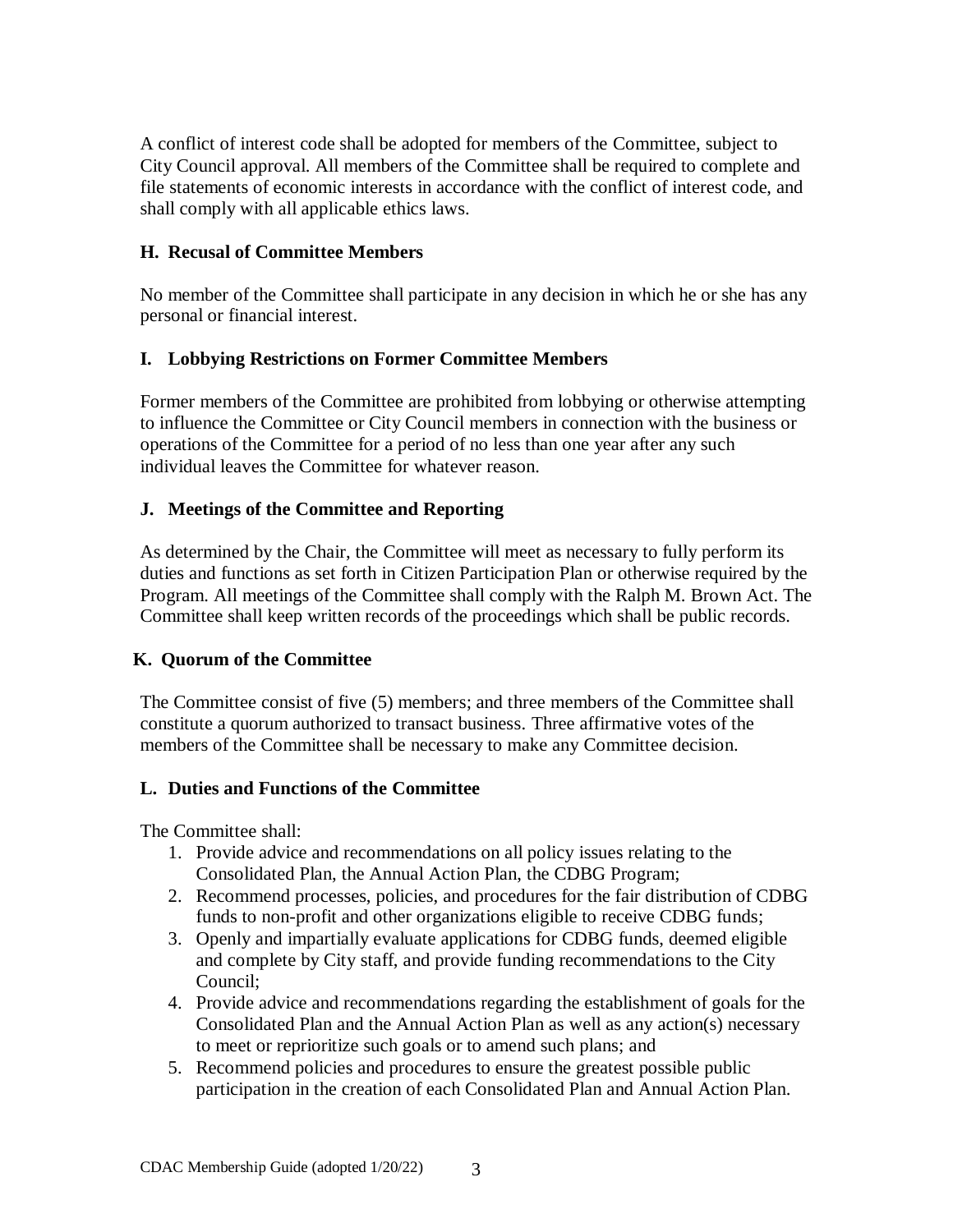A conflict of interest code shall be adopted for members of the Committee, subject to City Council approval. All members of the Committee shall be required to complete and file statements of economic interests in accordance with the conflict of interest code, and shall comply with all applicable ethics laws.

### H. Recusal of Committee Members

No member of the Committee shall participate in any decision in which he or she has any personal or financial interest.

### I. Lobbying Restrictions on Former Committee Members

Former members of the Committee are prohibited from lobbying or otherwise attempting to influence the Committee or City Council members in connection with the business or operations of the Committee for a period of no less than one year after any such individual leaves the Committee for whatever reason.

### J. Meetings of the Committee and Reporting

As determined by the Chair, the Committee will meet as necessary to fully perform its duties and functions as set forth in Citizen Participation Plan or otherwise required by the Program. All meetings of the Committee shall comply with the Ralph M. Brown Act. The Committee shall keep written records of the proceedings which shall be public records.

### K. Quorum of the Committee

The Committee consist of five (5) members; and three members of the Committee shall constitute a quorum authorized to transact business. Three affirmative votes of the members of the Committee shall be necessary to make any Committee decision.

### L. Duties and Functions of the Committee

The Committee shall:

1. Provide advice and recommendations on all policy issues relating to the Consolidated Plan, the Annual Action Plan, the CDBG Program;
2. Recommend processes, policies, and procedures for the fair distribution of CDBG funds to non-profit and other organizations eligible to receive CDBG funds;
3. Openly and impartially evaluate applications for CDBG funds, deemed eligible and complete by City staff, and provide funding recommendations to the City Council;
4. Provide advice and recommendations regarding the establishment of goals for the Consolidated Plan and the Annual Action Plan as well as any action(s) necessary to meet or reprioritize such goals or to amend such plans; and
5. Recommend policies and procedures to ensure the greatest possible public participation in the creation of each Consolidated Plan and Annual Action Plan.